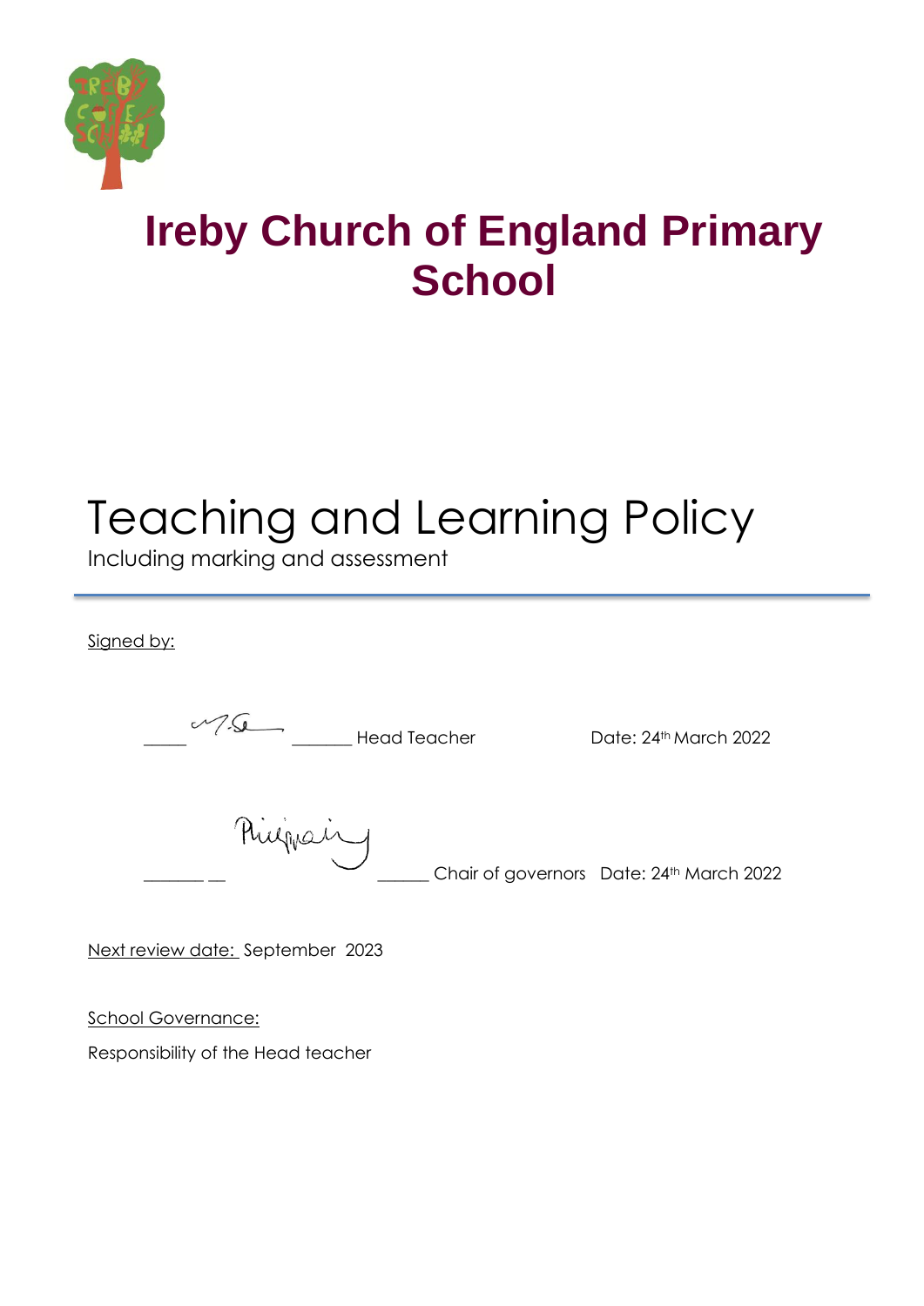# Ireby Church of England Primary School

# Teaching and Learning Policy

Including marking and assessment

Signed by:

_____ _______ Head Teacher Date: 24th March 2022

_______ __ ______ Chair of governors Date: 24th March 2022

Next review date: September 2023

School Governance:

Responsibility of the Head teacher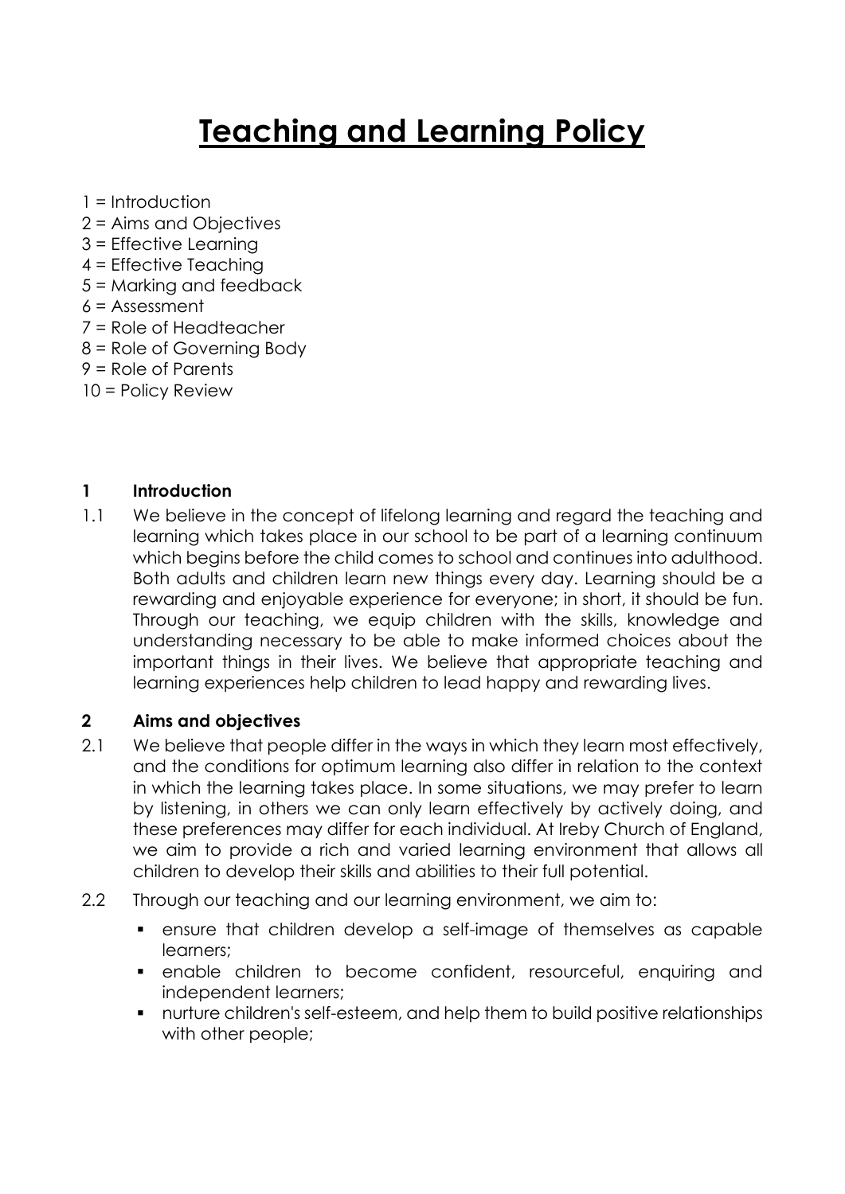# Teaching and Learning Policy

1 = Introduction
2 = Aims and Objectives
3 = Effective Learning
4 = Effective Teaching
5 = Marking and feedback
6 = Assessment
7 = Role of Headteacher
8 = Role of Governing Body
9 = Role of Parents
10 = Policy Review

## 1 Introduction

1.1 We believe in the concept of lifelong learning and regard the teaching and learning which takes place in our school to be part of a learning continuum which begins before the child comes to school and continues into adulthood. Both adults and children learn new things every day. Learning should be a rewarding and enjoyable experience for everyone; in short, it should be fun. Through our teaching, we equip children with the skills, knowledge and understanding necessary to be able to make informed choices about the important things in their lives. We believe that appropriate teaching and learning experiences help children to lead happy and rewarding lives.

## 2 Aims and objectives

2.1 We believe that people differ in the ways in which they learn most effectively, and the conditions for optimum learning also differ in relation to the context in which the learning takes place. In some situations, we may prefer to learn by listening, in others we can only learn effectively by actively doing, and these preferences may differ for each individual. At Ireby Church of England, we aim to provide a rich and varied learning environment that allows all children to develop their skills and abilities to their full potential.

2.2 Through our teaching and our learning environment, we aim to:

- ensure that children develop a self-image of themselves as capable learners;
- enable children to become confident, resourceful, enquiring and independent learners;
- nurture children's self-esteem, and help them to build positive relationships with other people;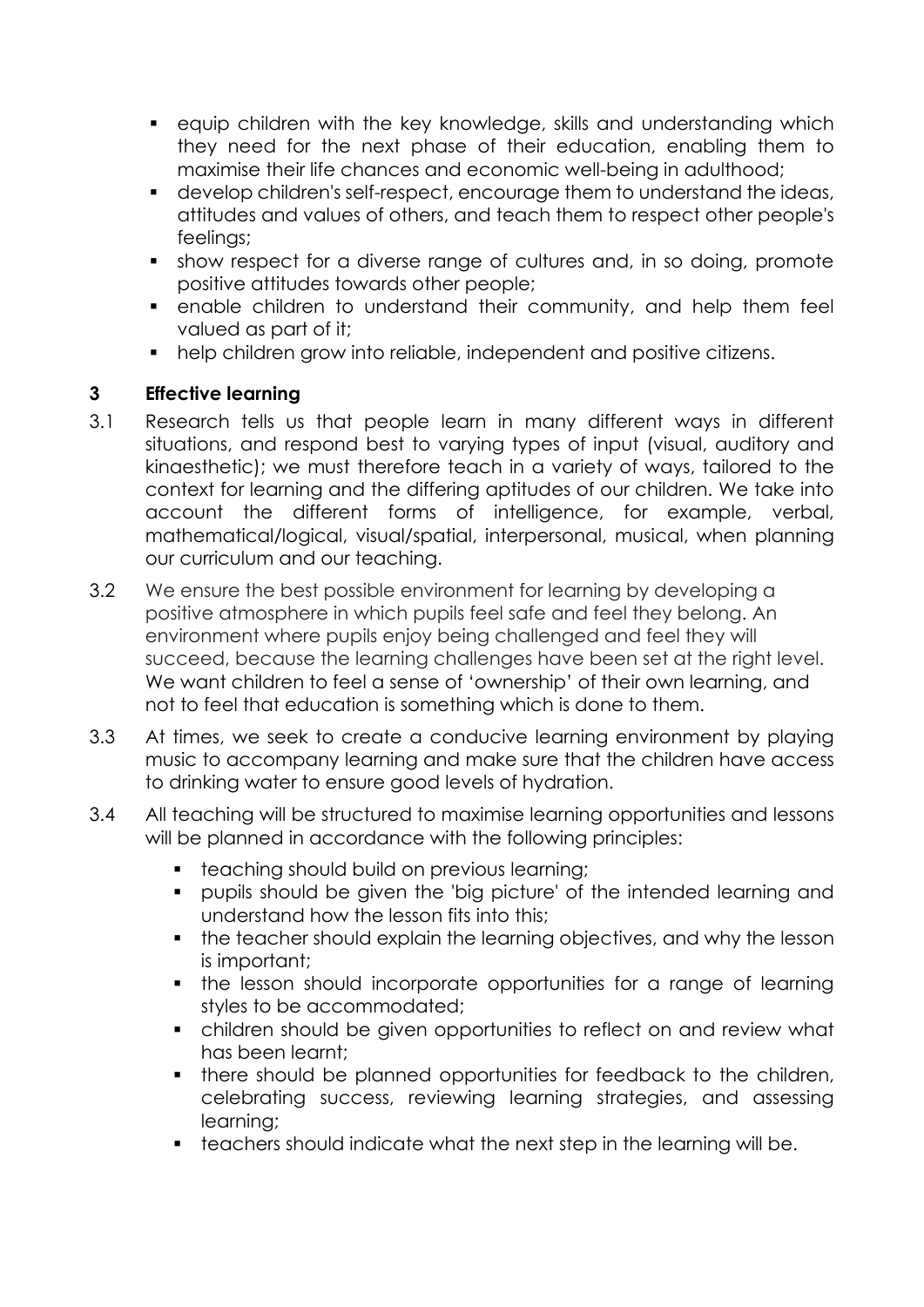- equip children with the key knowledge, skills and understanding which they need for the next phase of their education, enabling them to maximise their life chances and economic well-being in adulthood;
- develop children's self-respect, encourage them to understand the ideas, attitudes and values of others, and teach them to respect other people's feelings;
- show respect for a diverse range of cultures and, in so doing, promote positive attitudes towards other people;
- enable children to understand their community, and help them feel valued as part of it;
- help children grow into reliable, independent and positive citizens.

## 3 Effective learning

3.1 Research tells us that people learn in many different ways in different situations, and respond best to varying types of input (visual, auditory and kinaesthetic); we must therefore teach in a variety of ways, tailored to the context for learning and the differing aptitudes of our children. We take into account the different forms of intelligence, for example, verbal, mathematical/logical, visual/spatial, interpersonal, musical, when planning our curriculum and our teaching.

3.2 We ensure the best possible environment for learning by developing a positive atmosphere in which pupils feel safe and feel they belong. An environment where pupils enjoy being challenged and feel they will succeed, because the learning challenges have been set at the right level. We want children to feel a sense of 'ownership' of their own learning, and not to feel that education is something which is done to them.

3.3 At times, we seek to create a conducive learning environment by playing music to accompany learning and make sure that the children have access to drinking water to ensure good levels of hydration.

3.4 All teaching will be structured to maximise learning opportunities and lessons will be planned in accordance with the following principles:

- teaching should build on previous learning;
- pupils should be given the 'big picture' of the intended learning and understand how the lesson fits into this;
- the teacher should explain the learning objectives, and why the lesson is important;
- the lesson should incorporate opportunities for a range of learning styles to be accommodated;
- children should be given opportunities to reflect on and review what has been learnt;
- there should be planned opportunities for feedback to the children, celebrating success, reviewing learning strategies, and assessing learning;
- teachers should indicate what the next step in the learning will be.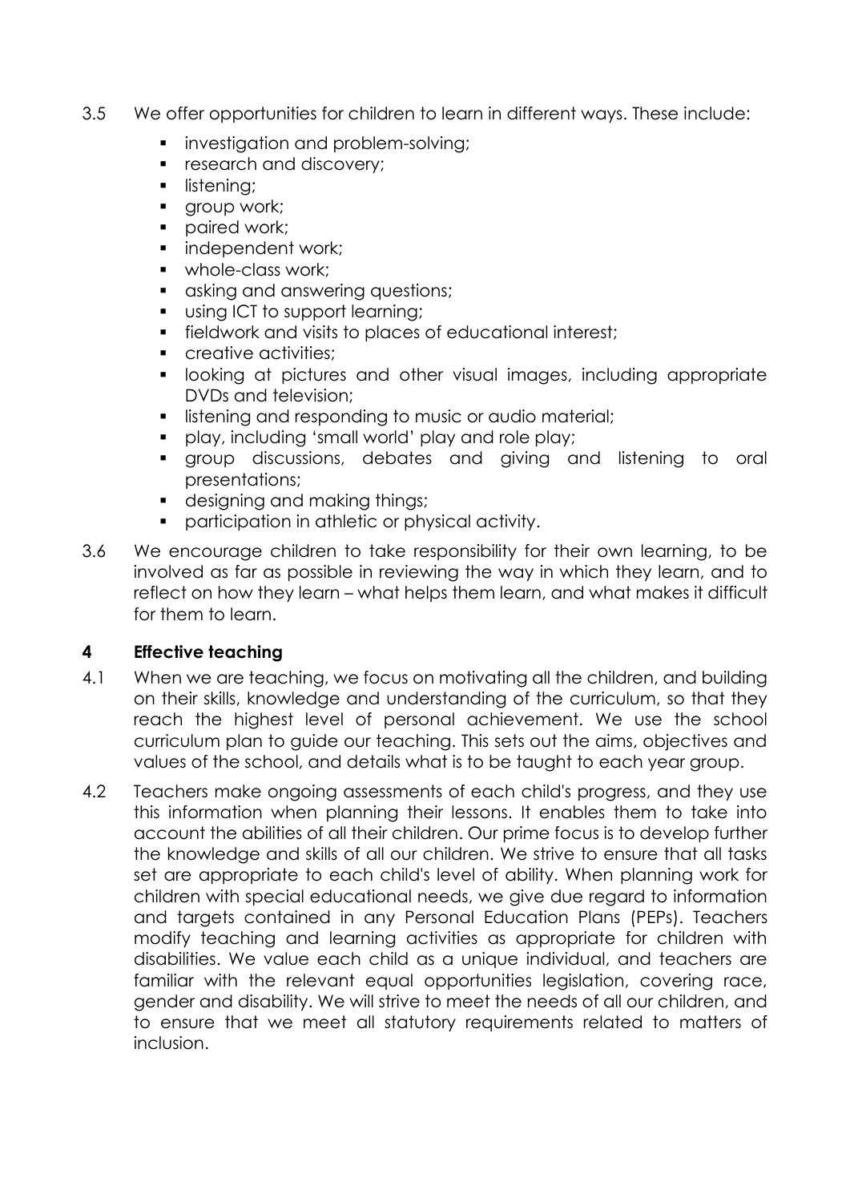3.5 We offer opportunities for children to learn in different ways. These include:

- investigation and problem-solving;
- research and discovery;
- listening;
- group work;
- paired work;
- independent work;
- whole-class work;
- asking and answering questions;
- using ICT to support learning;
- fieldwork and visits to places of educational interest;
- creative activities;
- looking at pictures and other visual images, including appropriate DVDs and television;
- listening and responding to music or audio material;
- play, including 'small world' play and role play;
- group discussions, debates and giving and listening to oral presentations;
- designing and making things;
- participation in athletic or physical activity.

3.6 We encourage children to take responsibility for their own learning, to be involved as far as possible in reviewing the way in which they learn, and to reflect on how they learn – what helps them learn, and what makes it difficult for them to learn.

## 4 Effective teaching

4.1 When we are teaching, we focus on motivating all the children, and building on their skills, knowledge and understanding of the curriculum, so that they reach the highest level of personal achievement. We use the school curriculum plan to guide our teaching. This sets out the aims, objectives and values of the school, and details what is to be taught to each year group.

4.2 Teachers make ongoing assessments of each child's progress, and they use this information when planning their lessons. It enables them to take into account the abilities of all their children. Our prime focus is to develop further the knowledge and skills of all our children. We strive to ensure that all tasks set are appropriate to each child's level of ability. When planning work for children with special educational needs, we give due regard to information and targets contained in any Personal Education Plans (PEPs). Teachers modify teaching and learning activities as appropriate for children with disabilities. We value each child as a unique individual, and teachers are familiar with the relevant equal opportunities legislation, covering race, gender and disability. We will strive to meet the needs of all our children, and to ensure that we meet all statutory requirements related to matters of inclusion.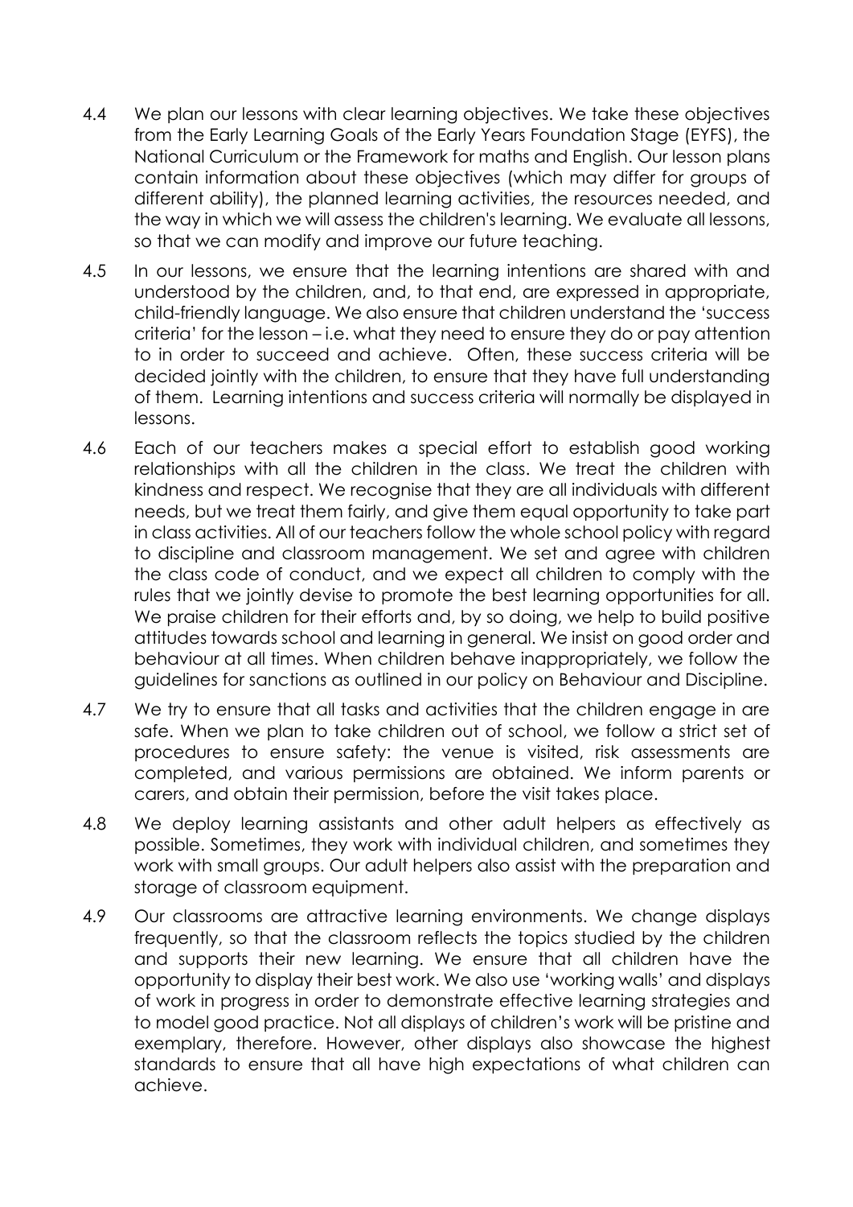4.4 We plan our lessons with clear learning objectives. We take these objectives from the Early Learning Goals of the Early Years Foundation Stage (EYFS), the National Curriculum or the Framework for maths and English. Our lesson plans contain information about these objectives (which may differ for groups of different ability), the planned learning activities, the resources needed, and the way in which we will assess the children's learning. We evaluate all lessons, so that we can modify and improve our future teaching.

4.5 In our lessons, we ensure that the learning intentions are shared with and understood by the children, and, to that end, are expressed in appropriate, child-friendly language. We also ensure that children understand the 'success criteria' for the lesson – i.e. what they need to ensure they do or pay attention to in order to succeed and achieve. Often, these success criteria will be decided jointly with the children, to ensure that they have full understanding of them. Learning intentions and success criteria will normally be displayed in lessons.

4.6 Each of our teachers makes a special effort to establish good working relationships with all the children in the class. We treat the children with kindness and respect. We recognise that they are all individuals with different needs, but we treat them fairly, and give them equal opportunity to take part in class activities. All of our teachers follow the whole school policy with regard to discipline and classroom management. We set and agree with children the class code of conduct, and we expect all children to comply with the rules that we jointly devise to promote the best learning opportunities for all. We praise children for their efforts and, by so doing, we help to build positive attitudes towards school and learning in general. We insist on good order and behaviour at all times. When children behave inappropriately, we follow the guidelines for sanctions as outlined in our policy on Behaviour and Discipline.

4.7 We try to ensure that all tasks and activities that the children engage in are safe. When we plan to take children out of school, we follow a strict set of procedures to ensure safety: the venue is visited, risk assessments are completed, and various permissions are obtained. We inform parents or carers, and obtain their permission, before the visit takes place.

4.8 We deploy learning assistants and other adult helpers as effectively as possible. Sometimes, they work with individual children, and sometimes they work with small groups. Our adult helpers also assist with the preparation and storage of classroom equipment.

4.9 Our classrooms are attractive learning environments. We change displays frequently, so that the classroom reflects the topics studied by the children and supports their new learning. We ensure that all children have the opportunity to display their best work. We also use 'working walls' and displays of work in progress in order to demonstrate effective learning strategies and to model good practice. Not all displays of children's work will be pristine and exemplary, therefore. However, other displays also showcase the highest standards to ensure that all have high expectations of what children can achieve.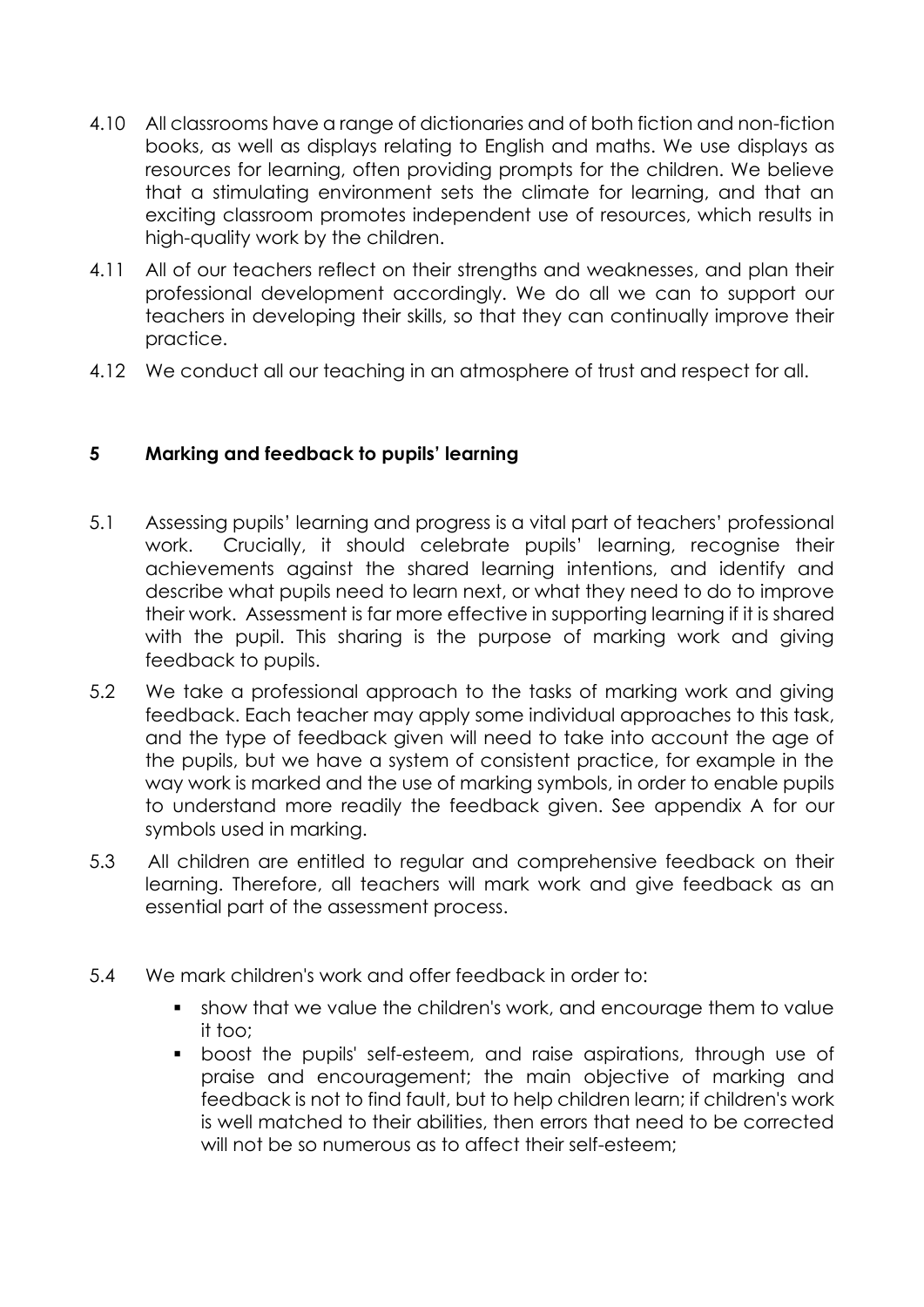4.10 All classrooms have a range of dictionaries and of both fiction and non-fiction books, as well as displays relating to English and maths. We use displays as resources for learning, often providing prompts for the children. We believe that a stimulating environment sets the climate for learning, and that an exciting classroom promotes independent use of resources, which results in high-quality work by the children.

4.11 All of our teachers reflect on their strengths and weaknesses, and plan their professional development accordingly. We do all we can to support our teachers in developing their skills, so that they can continually improve their practice.

4.12 We conduct all our teaching in an atmosphere of trust and respect for all.

## 5 Marking and feedback to pupils' learning

5.1 Assessing pupils' learning and progress is a vital part of teachers' professional work. Crucially, it should celebrate pupils' learning, recognise their achievements against the shared learning intentions, and identify and describe what pupils need to learn next, or what they need to do to improve their work. Assessment is far more effective in supporting learning if it is shared with the pupil. This sharing is the purpose of marking work and giving feedback to pupils.

5.2 We take a professional approach to the tasks of marking work and giving feedback. Each teacher may apply some individual approaches to this task, and the type of feedback given will need to take into account the age of the pupils, but we have a system of consistent practice, for example in the way work is marked and the use of marking symbols, in order to enable pupils to understand more readily the feedback given. See appendix A for our symbols used in marking.

5.3 All children are entitled to regular and comprehensive feedback on their learning. Therefore, all teachers will mark work and give feedback as an essential part of the assessment process.

5.4 We mark children's work and offer feedback in order to:

- show that we value the children's work, and encourage them to value it too;
- boost the pupils' self-esteem, and raise aspirations, through use of praise and encouragement; the main objective of marking and feedback is not to find fault, but to help children learn; if children's work is well matched to their abilities, then errors that need to be corrected will not be so numerous as to affect their self-esteem;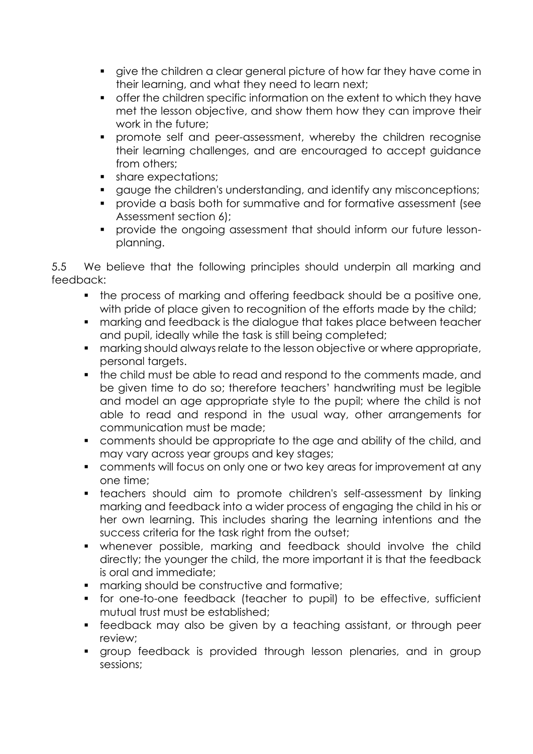- give the children a clear general picture of how far they have come in their learning, and what they need to learn next;
- offer the children specific information on the extent to which they have met the lesson objective, and show them how they can improve their work in the future;
- promote self and peer-assessment, whereby the children recognise their learning challenges, and are encouraged to accept guidance from others;
- share expectations;
- gauge the children's understanding, and identify any misconceptions;
- provide a basis both for summative and for formative assessment (see Assessment section 6);
- provide the ongoing assessment that should inform our future lesson-planning.

5.5 We believe that the following principles should underpin all marking and feedback:

- the process of marking and offering feedback should be a positive one, with pride of place given to recognition of the efforts made by the child;
- marking and feedback is the dialogue that takes place between teacher and pupil, ideally while the task is still being completed;
- marking should always relate to the lesson objective or where appropriate, personal targets.
- the child must be able to read and respond to the comments made, and be given time to do so; therefore teachers' handwriting must be legible and model an age appropriate style to the pupil; where the child is not able to read and respond in the usual way, other arrangements for communication must be made;
- comments should be appropriate to the age and ability of the child, and may vary across year groups and key stages;
- comments will focus on only one or two key areas for improvement at any one time;
- teachers should aim to promote children's self-assessment by linking marking and feedback into a wider process of engaging the child in his or her own learning. This includes sharing the learning intentions and the success criteria for the task right from the outset;
- whenever possible, marking and feedback should involve the child directly; the younger the child, the more important it is that the feedback is oral and immediate;
- marking should be constructive and formative;
- for one-to-one feedback (teacher to pupil) to be effective, sufficient mutual trust must be established;
- feedback may also be given by a teaching assistant, or through peer review;
- group feedback is provided through lesson plenaries, and in group sessions;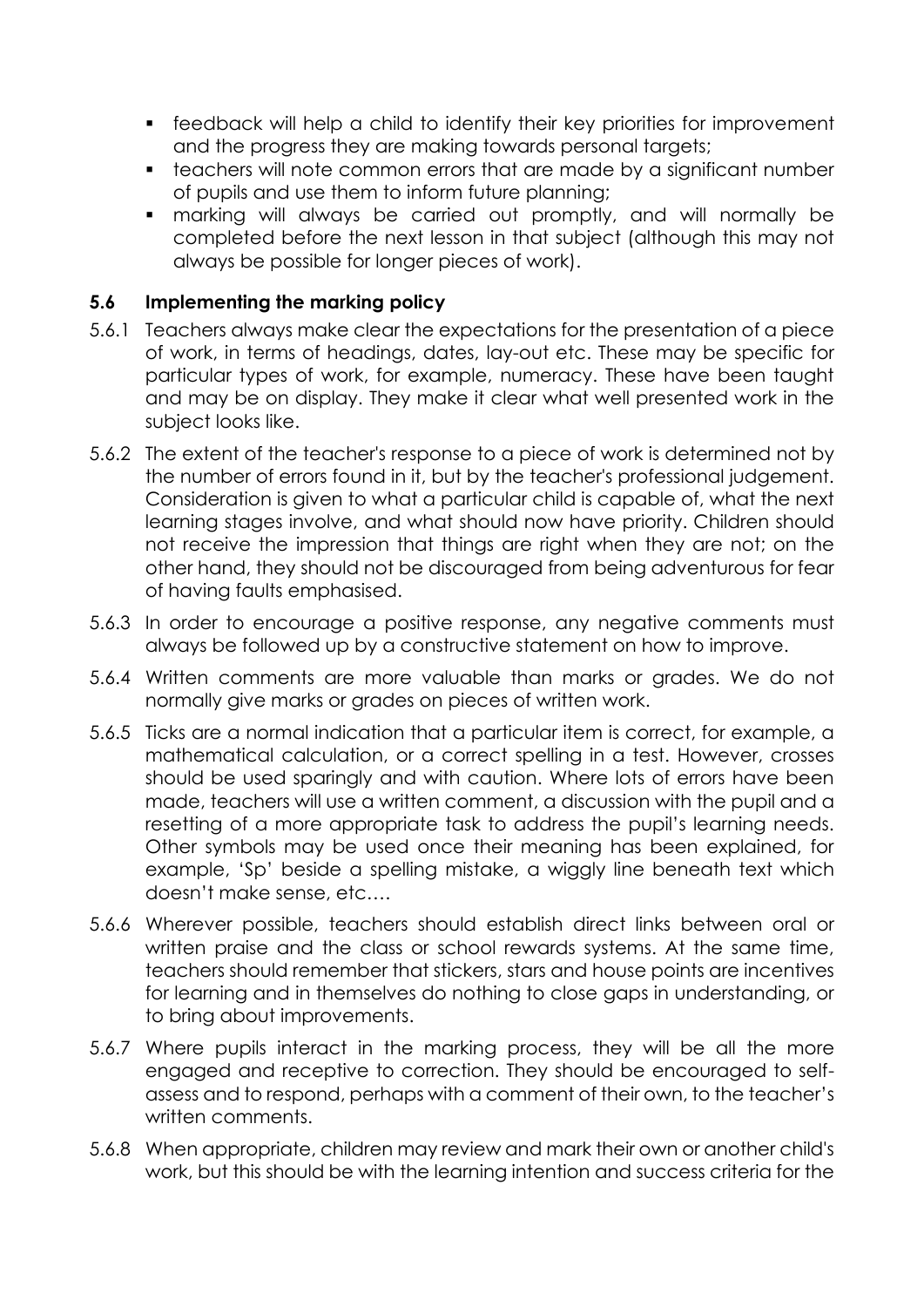- feedback will help a child to identify their key priorities for improvement and the progress they are making towards personal targets;
- teachers will note common errors that are made by a significant number of pupils and use them to inform future planning;
- marking will always be carried out promptly, and will normally be completed before the next lesson in that subject (although this may not always be possible for longer pieces of work).

### 5.6 Implementing the marking policy

5.6.1 Teachers always make clear the expectations for the presentation of a piece of work, in terms of headings, dates, lay-out etc. These may be specific for particular types of work, for example, numeracy. These have been taught and may be on display. They make it clear what well presented work in the subject looks like.

5.6.2 The extent of the teacher's response to a piece of work is determined not by the number of errors found in it, but by the teacher's professional judgement. Consideration is given to what a particular child is capable of, what the next learning stages involve, and what should now have priority. Children should not receive the impression that things are right when they are not; on the other hand, they should not be discouraged from being adventurous for fear of having faults emphasised.

5.6.3 In order to encourage a positive response, any negative comments must always be followed up by a constructive statement on how to improve.

5.6.4 Written comments are more valuable than marks or grades. We do not normally give marks or grades on pieces of written work.

5.6.5 Ticks are a normal indication that a particular item is correct, for example, a mathematical calculation, or a correct spelling in a test. However, crosses should be used sparingly and with caution. Where lots of errors have been made, teachers will use a written comment, a discussion with the pupil and a resetting of a more appropriate task to address the pupil's learning needs. Other symbols may be used once their meaning has been explained, for example, 'Sp' beside a spelling mistake, a wiggly line beneath text which doesn't make sense, etc….

5.6.6 Wherever possible, teachers should establish direct links between oral or written praise and the class or school rewards systems. At the same time, teachers should remember that stickers, stars and house points are incentives for learning and in themselves do nothing to close gaps in understanding, or to bring about improvements.

5.6.7 Where pupils interact in the marking process, they will be all the more engaged and receptive to correction. They should be encouraged to self-assess and to respond, perhaps with a comment of their own, to the teacher's written comments.

5.6.8 When appropriate, children may review and mark their own or another child's work, but this should be with the learning intention and success criteria for the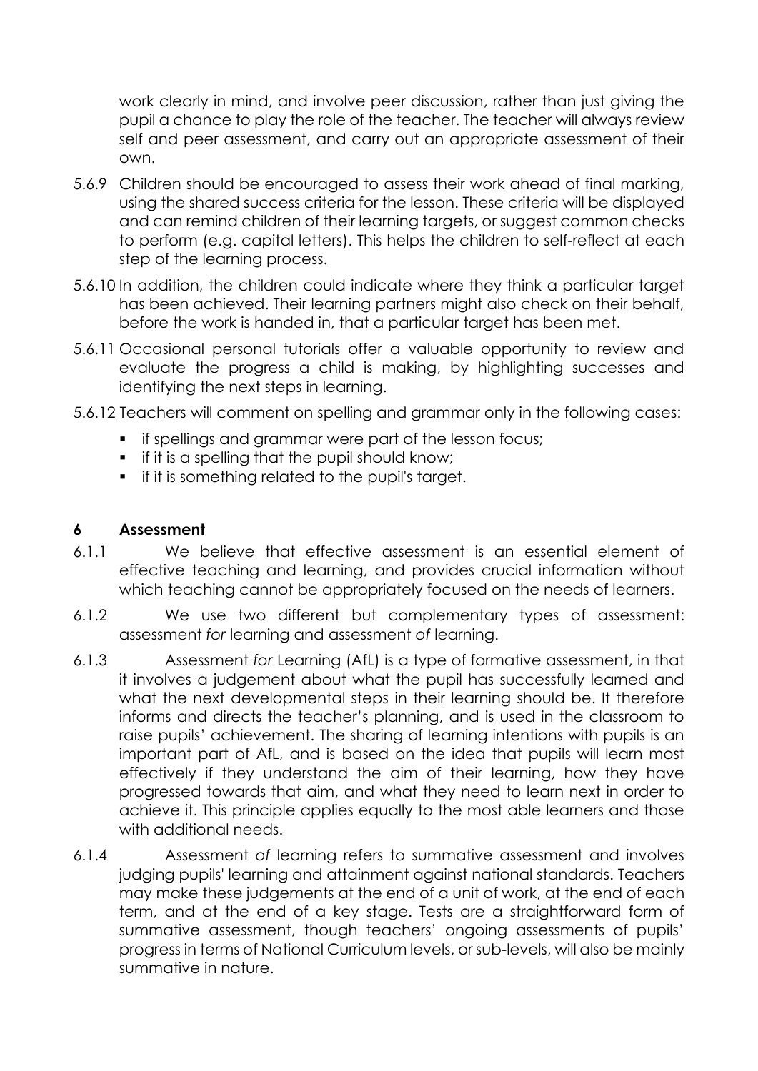work clearly in mind, and involve peer discussion, rather than just giving the pupil a chance to play the role of the teacher. The teacher will always review self and peer assessment, and carry out an appropriate assessment of their own.

5.6.9 Children should be encouraged to assess their work ahead of final marking, using the shared success criteria for the lesson. These criteria will be displayed and can remind children of their learning targets, or suggest common checks to perform (e.g. capital letters). This helps the children to self-reflect at each step of the learning process.

5.6.10 In addition, the children could indicate where they think a particular target has been achieved. Their learning partners might also check on their behalf, before the work is handed in, that a particular target has been met.

5.6.11 Occasional personal tutorials offer a valuable opportunity to review and evaluate the progress a child is making, by highlighting successes and identifying the next steps in learning.

5.6.12 Teachers will comment on spelling and grammar only in the following cases:

- if spellings and grammar were part of the lesson focus;
- if it is a spelling that the pupil should know;
- if it is something related to the pupil's target.

## 6 Assessment

6.1.1 We believe that effective assessment is an essential element of effective teaching and learning, and provides crucial information without which teaching cannot be appropriately focused on the needs of learners.

6.1.2 We use two different but complementary types of assessment: assessment *for* learning and assessment *of* learning.

6.1.3 Assessment *for* Learning (AfL) is a type of formative assessment, in that it involves a judgement about what the pupil has successfully learned and what the next developmental steps in their learning should be. It therefore informs and directs the teacher's planning, and is used in the classroom to raise pupils' achievement. The sharing of learning intentions with pupils is an important part of AfL, and is based on the idea that pupils will learn most effectively if they understand the aim of their learning, how they have progressed towards that aim, and what they need to learn next in order to achieve it. This principle applies equally to the most able learners and those with additional needs.

6.1.4 Assessment *of* learning refers to summative assessment and involves judging pupils' learning and attainment against national standards. Teachers may make these judgements at the end of a unit of work, at the end of each term, and at the end of a key stage. Tests are a straightforward form of summative assessment, though teachers' ongoing assessments of pupils' progress in terms of National Curriculum levels, or sub-levels, will also be mainly summative in nature.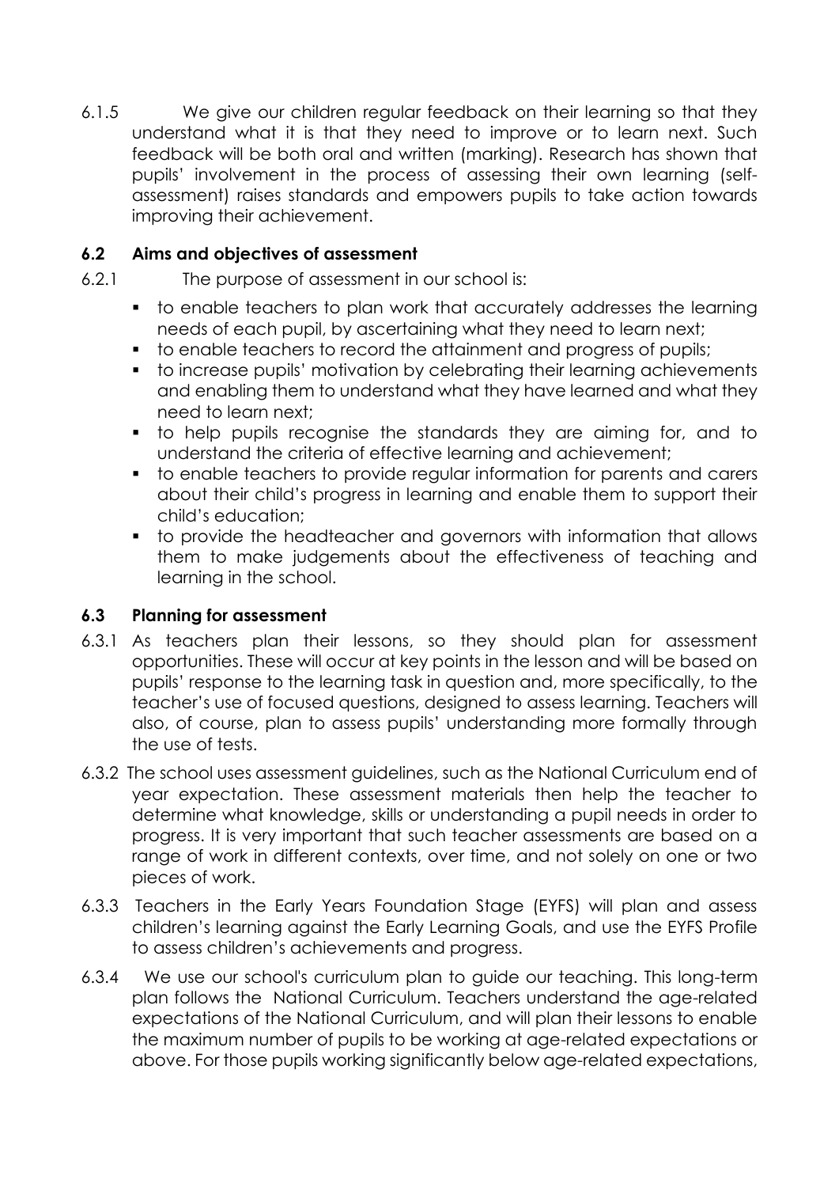6.1.5 We give our children regular feedback on their learning so that they understand what it is that they need to improve or to learn next. Such feedback will be both oral and written (marking). Research has shown that pupils' involvement in the process of assessing their own learning (self-assessment) raises standards and empowers pupils to take action towards improving their achievement.

### 6.2 Aims and objectives of assessment

6.2.1 The purpose of assessment in our school is:

- to enable teachers to plan work that accurately addresses the learning needs of each pupil, by ascertaining what they need to learn next;
- to enable teachers to record the attainment and progress of pupils;
- to increase pupils' motivation by celebrating their learning achievements and enabling them to understand what they have learned and what they need to learn next;
- to help pupils recognise the standards they are aiming for, and to understand the criteria of effective learning and achievement;
- to enable teachers to provide regular information for parents and carers about their child's progress in learning and enable them to support their child's education;
- to provide the headteacher and governors with information that allows them to make judgements about the effectiveness of teaching and learning in the school.

### 6.3 Planning for assessment

6.3.1 As teachers plan their lessons, so they should plan for assessment opportunities. These will occur at key points in the lesson and will be based on pupils' response to the learning task in question and, more specifically, to the teacher's use of focused questions, designed to assess learning. Teachers will also, of course, plan to assess pupils' understanding more formally through the use of tests.

6.3.2 The school uses assessment guidelines, such as the National Curriculum end of year expectation. These assessment materials then help the teacher to determine what knowledge, skills or understanding a pupil needs in order to progress. It is very important that such teacher assessments are based on a range of work in different contexts, over time, and not solely on one or two pieces of work.

6.3.3 Teachers in the Early Years Foundation Stage (EYFS) will plan and assess children's learning against the Early Learning Goals, and use the EYFS Profile to assess children's achievements and progress.

6.3.4 We use our school's curriculum plan to guide our teaching. This long-term plan follows the National Curriculum. Teachers understand the age-related expectations of the National Curriculum, and will plan their lessons to enable the maximum number of pupils to be working at age-related expectations or above. For those pupils working significantly below age-related expectations,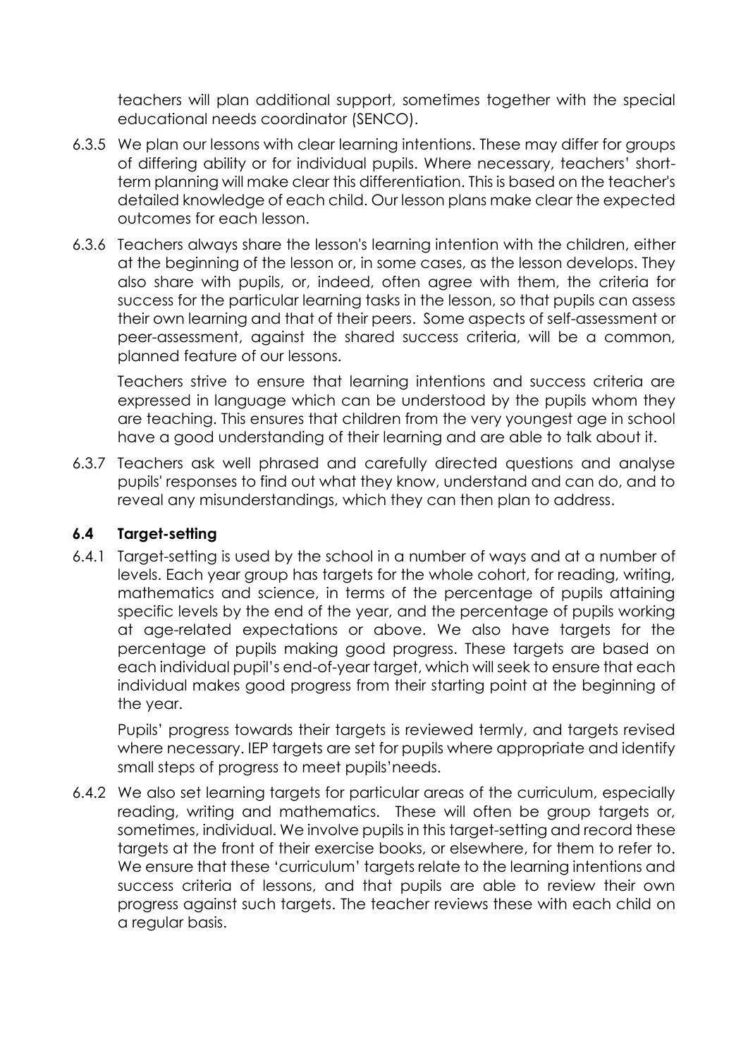teachers will plan additional support, sometimes together with the special educational needs coordinator (SENCO).

6.3.5 We plan our lessons with clear learning intentions. These may differ for groups of differing ability or for individual pupils. Where necessary, teachers' short-term planning will make clear this differentiation. This is based on the teacher's detailed knowledge of each child. Our lesson plans make clear the expected outcomes for each lesson.

6.3.6 Teachers always share the lesson's learning intention with the children, either at the beginning of the lesson or, in some cases, as the lesson develops. They also share with pupils, or, indeed, often agree with them, the criteria for success for the particular learning tasks in the lesson, so that pupils can assess their own learning and that of their peers. Some aspects of self-assessment or peer-assessment, against the shared success criteria, will be a common, planned feature of our lessons.

Teachers strive to ensure that learning intentions and success criteria are expressed in language which can be understood by the pupils whom they are teaching. This ensures that children from the very youngest age in school have a good understanding of their learning and are able to talk about it.

6.3.7 Teachers ask well phrased and carefully directed questions and analyse pupils' responses to find out what they know, understand and can do, and to reveal any misunderstandings, which they can then plan to address.

### 6.4 Target-setting

6.4.1 Target-setting is used by the school in a number of ways and at a number of levels. Each year group has targets for the whole cohort, for reading, writing, mathematics and science, in terms of the percentage of pupils attaining specific levels by the end of the year, and the percentage of pupils working at age-related expectations or above. We also have targets for the percentage of pupils making good progress. These targets are based on each individual pupil's end-of-year target, which will seek to ensure that each individual makes good progress from their starting point at the beginning of the year.

Pupils' progress towards their targets is reviewed termly, and targets revised where necessary. IEP targets are set for pupils where appropriate and identify small steps of progress to meet pupils'needs.

6.4.2 We also set learning targets for particular areas of the curriculum, especially reading, writing and mathematics. These will often be group targets or, sometimes, individual. We involve pupils in this target-setting and record these targets at the front of their exercise books, or elsewhere, for them to refer to. We ensure that these 'curriculum' targets relate to the learning intentions and success criteria of lessons, and that pupils are able to review their own progress against such targets. The teacher reviews these with each child on a regular basis.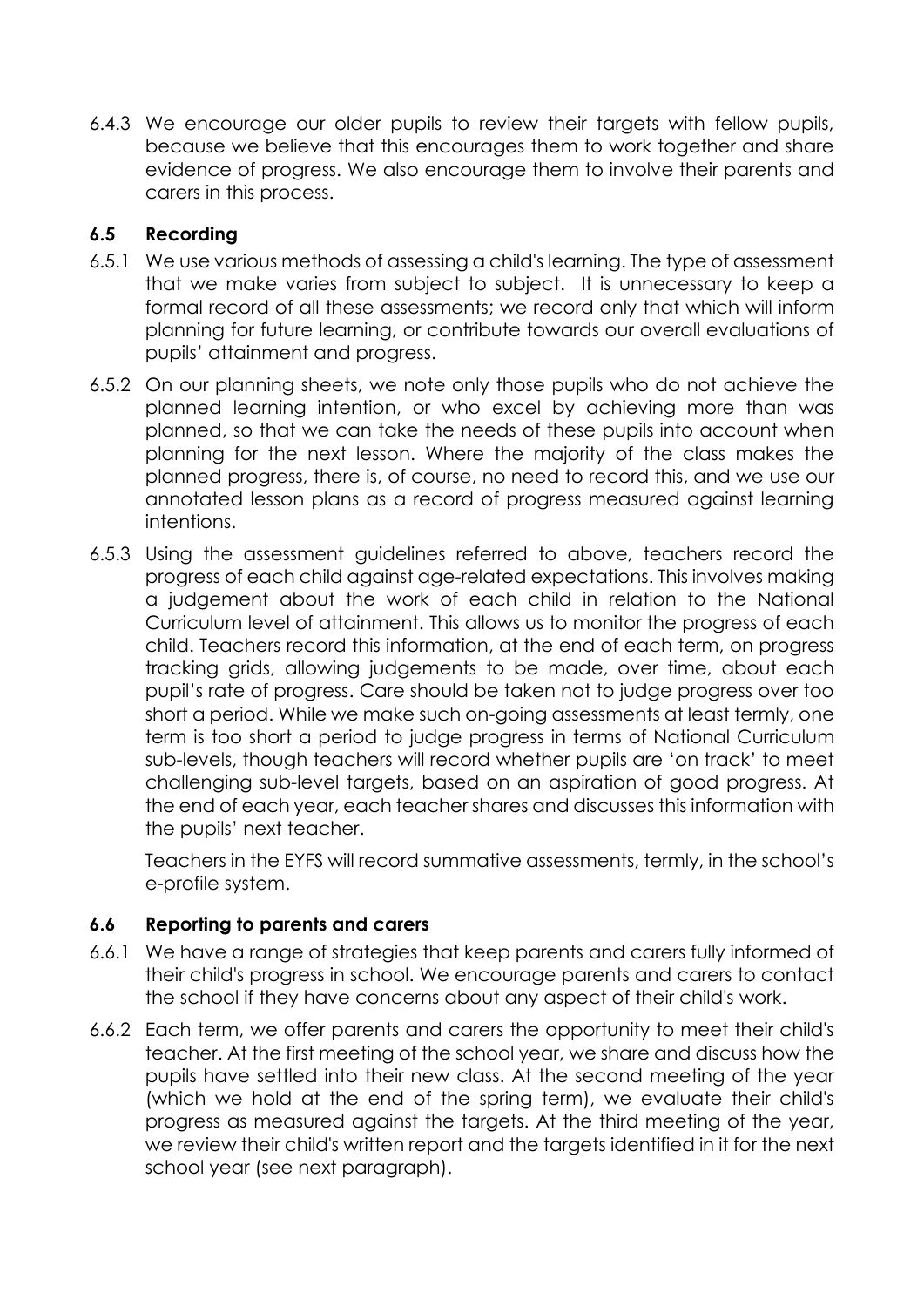6.4.3 We encourage our older pupils to review their targets with fellow pupils, because we believe that this encourages them to work together and share evidence of progress. We also encourage them to involve their parents and carers in this process.

### 6.5 Recording

6.5.1 We use various methods of assessing a child's learning. The type of assessment that we make varies from subject to subject. It is unnecessary to keep a formal record of all these assessments; we record only that which will inform planning for future learning, or contribute towards our overall evaluations of pupils' attainment and progress.

6.5.2 On our planning sheets, we note only those pupils who do not achieve the planned learning intention, or who excel by achieving more than was planned, so that we can take the needs of these pupils into account when planning for the next lesson. Where the majority of the class makes the planned progress, there is, of course, no need to record this, and we use our annotated lesson plans as a record of progress measured against learning intentions.

6.5.3 Using the assessment guidelines referred to above, teachers record the progress of each child against age-related expectations. This involves making a judgement about the work of each child in relation to the National Curriculum level of attainment. This allows us to monitor the progress of each child. Teachers record this information, at the end of each term, on progress tracking grids, allowing judgements to be made, over time, about each pupil's rate of progress. Care should be taken not to judge progress over too short a period. While we make such on-going assessments at least termly, one term is too short a period to judge progress in terms of National Curriculum sub-levels, though teachers will record whether pupils are 'on track' to meet challenging sub-level targets, based on an aspiration of good progress. At the end of each year, each teacher shares and discusses this information with the pupils' next teacher.

Teachers in the EYFS will record summative assessments, termly, in the school's e-profile system.

### 6.6 Reporting to parents and carers

6.6.1 We have a range of strategies that keep parents and carers fully informed of their child's progress in school. We encourage parents and carers to contact the school if they have concerns about any aspect of their child's work.

6.6.2 Each term, we offer parents and carers the opportunity to meet their child's teacher. At the first meeting of the school year, we share and discuss how the pupils have settled into their new class. At the second meeting of the year (which we hold at the end of the spring term), we evaluate their child's progress as measured against the targets. At the third meeting of the year, we review their child's written report and the targets identified in it for the next school year (see next paragraph).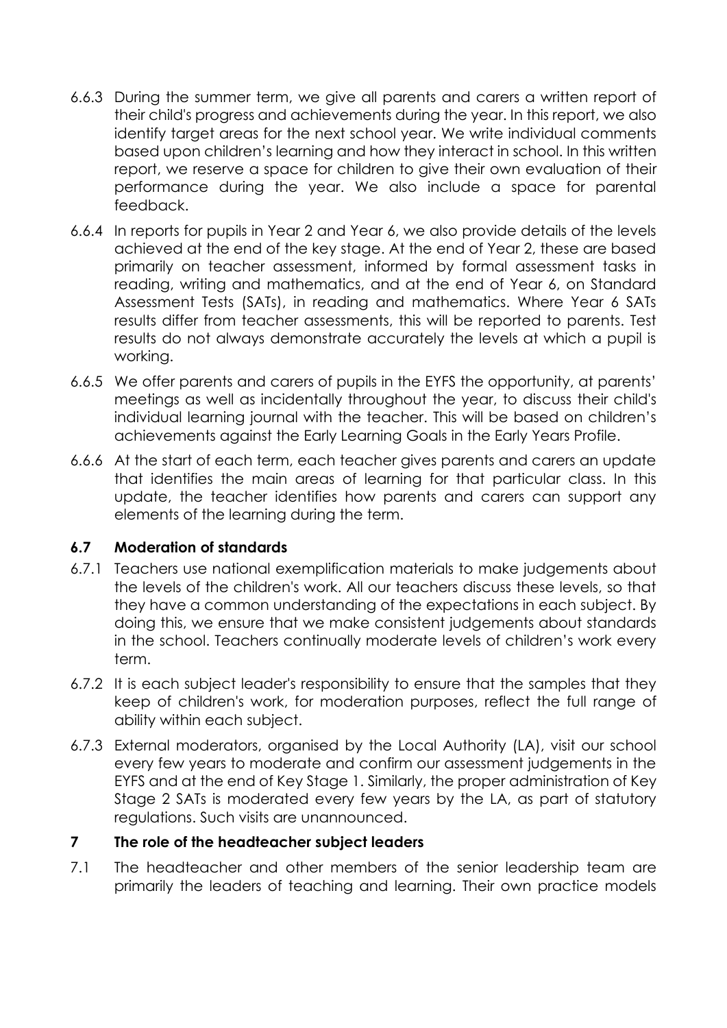6.6.3 During the summer term, we give all parents and carers a written report of their child's progress and achievements during the year. In this report, we also identify target areas for the next school year. We write individual comments based upon children's learning and how they interact in school. In this written report, we reserve a space for children to give their own evaluation of their performance during the year. We also include a space for parental feedback.

6.6.4 In reports for pupils in Year 2 and Year 6, we also provide details of the levels achieved at the end of the key stage. At the end of Year 2, these are based primarily on teacher assessment, informed by formal assessment tasks in reading, writing and mathematics, and at the end of Year 6, on Standard Assessment Tests (SATs), in reading and mathematics. Where Year 6 SATs results differ from teacher assessments, this will be reported to parents. Test results do not always demonstrate accurately the levels at which a pupil is working.

6.6.5 We offer parents and carers of pupils in the EYFS the opportunity, at parents' meetings as well as incidentally throughout the year, to discuss their child's individual learning journal with the teacher. This will be based on children's achievements against the Early Learning Goals in the Early Years Profile.

6.6.6 At the start of each term, each teacher gives parents and carers an update that identifies the main areas of learning for that particular class. In this update, the teacher identifies how parents and carers can support any elements of the learning during the term.

### 6.7 Moderation of standards

6.7.1 Teachers use national exemplification materials to make judgements about the levels of the children's work. All our teachers discuss these levels, so that they have a common understanding of the expectations in each subject. By doing this, we ensure that we make consistent judgements about standards in the school. Teachers continually moderate levels of children's work every term.

6.7.2 It is each subject leader's responsibility to ensure that the samples that they keep of children's work, for moderation purposes, reflect the full range of ability within each subject.

6.7.3 External moderators, organised by the Local Authority (LA), visit our school every few years to moderate and confirm our assessment judgements in the EYFS and at the end of Key Stage 1. Similarly, the proper administration of Key Stage 2 SATs is moderated every few years by the LA, as part of statutory regulations. Such visits are unannounced.

## 7 The role of the headteacher subject leaders

7.1 The headteacher and other members of the senior leadership team are primarily the leaders of teaching and learning. Their own practice models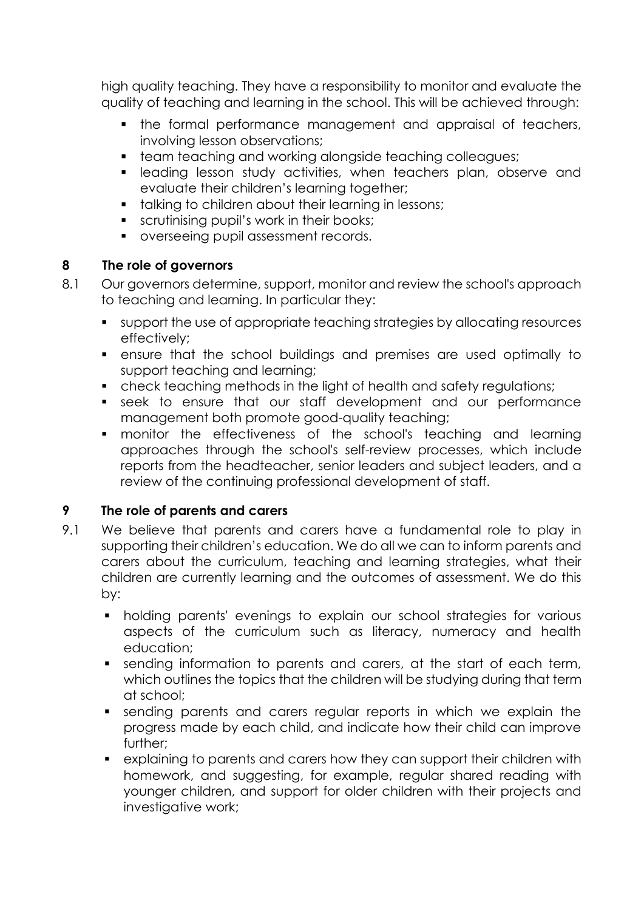high quality teaching. They have a responsibility to monitor and evaluate the quality of teaching and learning in the school. This will be achieved through:

- the formal performance management and appraisal of teachers, involving lesson observations;
- team teaching and working alongside teaching colleagues;
- leading lesson study activities, when teachers plan, observe and evaluate their children's learning together;
- talking to children about their learning in lessons;
- scrutinising pupil's work in their books;
- overseeing pupil assessment records.

## 8 The role of governors

8.1 Our governors determine, support, monitor and review the school's approach to teaching and learning. In particular they:

- support the use of appropriate teaching strategies by allocating resources effectively;
- ensure that the school buildings and premises are used optimally to support teaching and learning;
- check teaching methods in the light of health and safety regulations;
- seek to ensure that our staff development and our performance management both promote good-quality teaching;
- monitor the effectiveness of the school's teaching and learning approaches through the school's self-review processes, which include reports from the headteacher, senior leaders and subject leaders, and a review of the continuing professional development of staff.

## 9 The role of parents and carers

9.1 We believe that parents and carers have a fundamental role to play in supporting their children's education. We do all we can to inform parents and carers about the curriculum, teaching and learning strategies, what their children are currently learning and the outcomes of assessment. We do this by:

- holding parents' evenings to explain our school strategies for various aspects of the curriculum such as literacy, numeracy and health education;
- sending information to parents and carers, at the start of each term, which outlines the topics that the children will be studying during that term at school;
- sending parents and carers regular reports in which we explain the progress made by each child, and indicate how their child can improve further;
- explaining to parents and carers how they can support their children with homework, and suggesting, for example, regular shared reading with younger children, and support for older children with their projects and investigative work;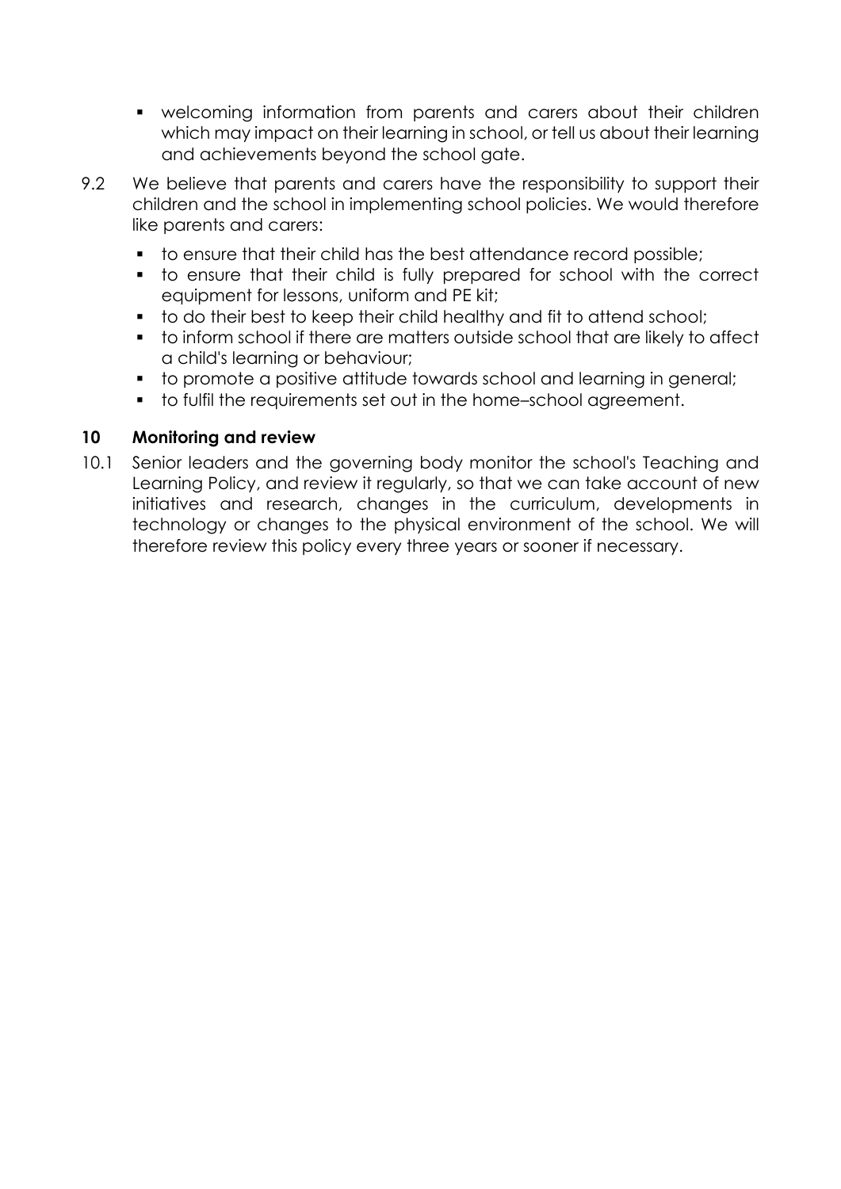- welcoming information from parents and carers about their children which may impact on their learning in school, or tell us about their learning and achievements beyond the school gate.

9.2 We believe that parents and carers have the responsibility to support their children and the school in implementing school policies. We would therefore like parents and carers:

- to ensure that their child has the best attendance record possible;
- to ensure that their child is fully prepared for school with the correct equipment for lessons, uniform and PE kit;
- to do their best to keep their child healthy and fit to attend school;
- to inform school if there are matters outside school that are likely to affect a child's learning or behaviour;
- to promote a positive attitude towards school and learning in general;
- to fulfil the requirements set out in the home–school agreement.

## 10 Monitoring and review

10.1 Senior leaders and the governing body monitor the school's Teaching and Learning Policy, and review it regularly, so that we can take account of new initiatives and research, changes in the curriculum, developments in technology or changes to the physical environment of the school. We will therefore review this policy every three years or sooner if necessary.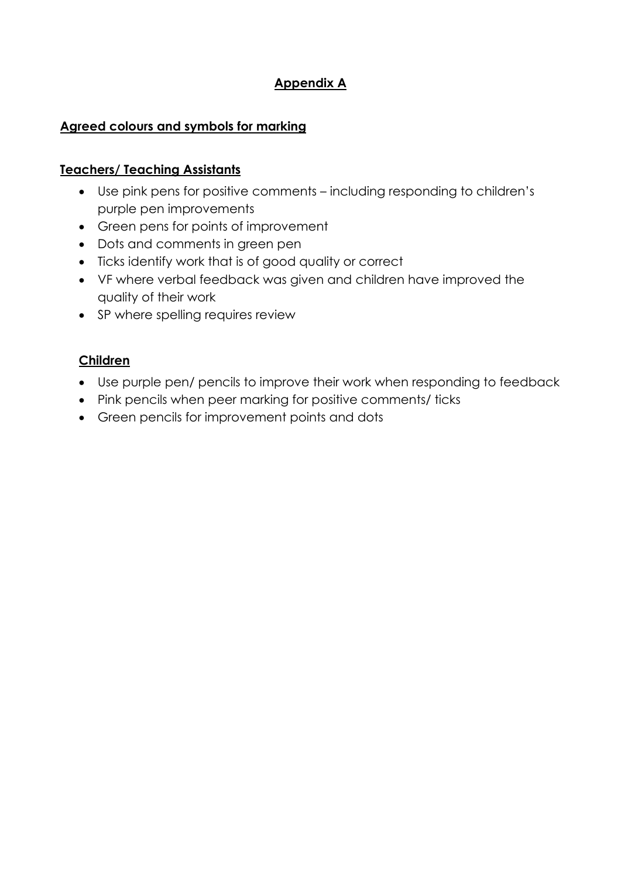## Appendix A

### Agreed colours and symbols for marking

### Teachers/ Teaching Assistants

- Use pink pens for positive comments – including responding to children's purple pen improvements
- Green pens for points of improvement
- Dots and comments in green pen
- Ticks identify work that is of good quality or correct
- VF where verbal feedback was given and children have improved the quality of their work
- SP where spelling requires review

### Children

- Use purple pen/ pencils to improve their work when responding to feedback
- Pink pencils when peer marking for positive comments/ ticks
- Green pencils for improvement points and dots